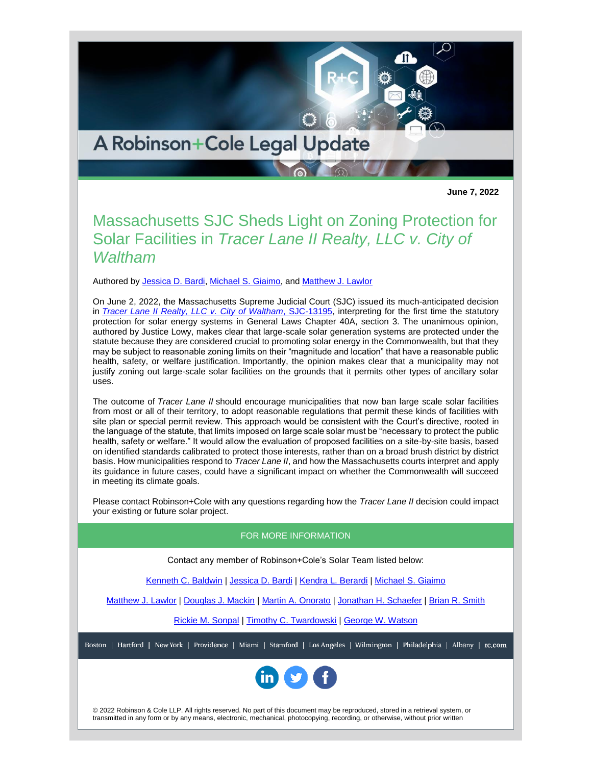A Robinson+Cole Legal Update

**June 7, 2022**

# Massachusetts SJC Sheds Light on Zoning Protection for Solar Facilities in *Tracer Lane II Realty, LLC v. City of Waltham*

Authored by Jessica D. Bardi, Michael S. Giaimo, and Matthew J. Lawlor

On June 2, 2022, the Massachusetts Supreme Judicial Court (SJC) issued its much-anticipated decision in *Tracer Lane II Realty, LLC v. City of Waltham*, SJC-13195, interpreting for the first time the statutory protection for solar energy systems in General Laws Chapter 40A, section 3. The unanimous opinion, authored by Justice Lowy, makes clear that large-scale solar generation systems are protected under the statute because they are considered crucial to promoting solar energy in the Commonwealth, but that they may be subject to reasonable zoning limits on their "magnitude and location" that have a reasonable public health, safety, or welfare justification. Importantly, the opinion makes clear that a municipality may not justify zoning out large-scale solar facilities on the grounds that it permits other types of ancillary solar uses.

The outcome of *Tracer Lane II* should encourage municipalities that now ban large scale solar facilities from most or all of their territory, to adopt reasonable regulations that permit these kinds of facilities with site plan or special permit review. This approach would be consistent with the Court's directive, rooted in the language of the statute, that limits imposed on large scale solar must be "necessary to protect the public health, safety or welfare." It would allow the evaluation of proposed facilities on a site-by-site basis, based on identified standards calibrated to protect those interests, rather than on a broad brush district by district basis. How municipalities respond to *Tracer Lane II*, and how the Massachusetts courts interpret and apply its guidance in future cases, could have a significant impact on whether the Commonwealth will succeed in meeting its climate goals.

Please contact Robinson+Cole with any questions regarding how the *Tracer Lane II* decision could impact your existing or future solar project.

## FOR MORE INFORMATION

Contact any member of Robinson+Cole's Solar Team listed below:

Kenneth C. Baldwin | Jessica D. Bardi | Kendra L. Berardi | Michael S. Giaimo

Matthew J. Lawlor | Douglas J. Mackin | Martin A. Onorato | Jonathan H. Schaefer | Brian R. Smith

Rickie M. Sonpal | Timothy C. Twardowski | George W. Watson

Boston | Hartford | New York | Providence | Miami | Stamford | Los Angeles | Wilmington | Philadelphia | Albany | rc.com

© 2022 Robinson & Cole LLP. All rights reserved. No part of this document may be reproduced, stored in a retrieval system, or transmitted in any form or by any means, electronic, mechanical, photocopying, recording, or otherwise, without prior written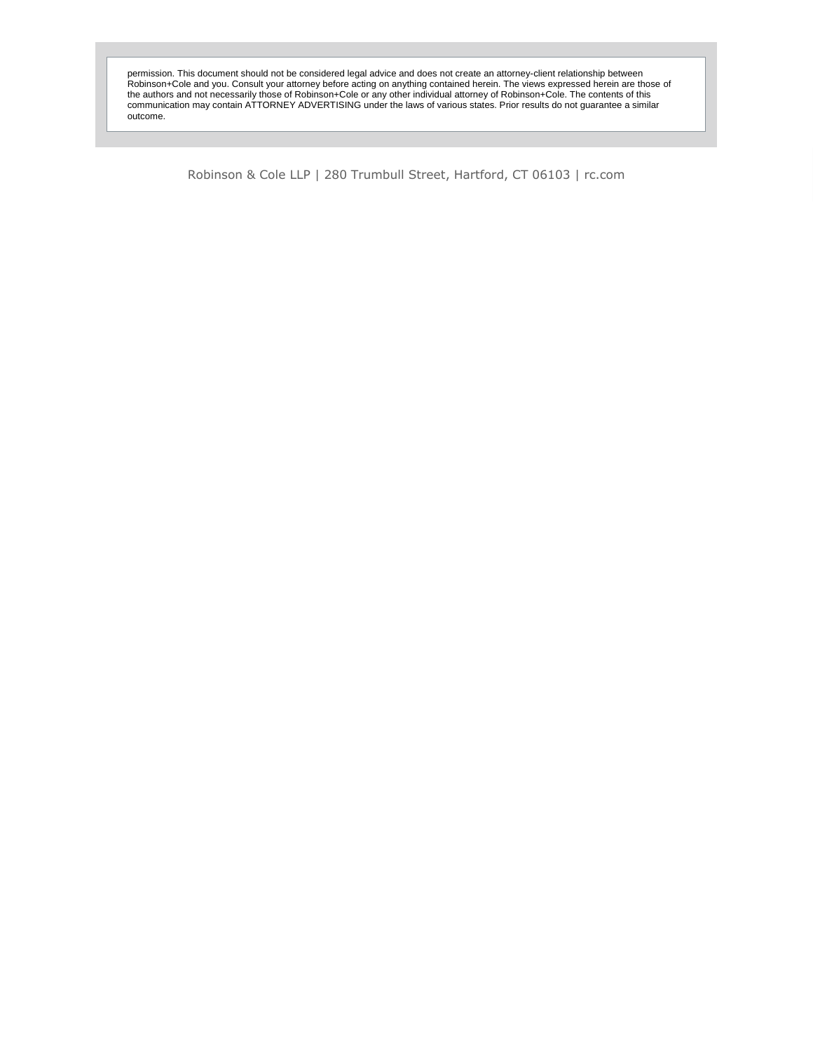permission. This document should not be considered legal advice and does not create an attorney-client relationship between Robinson+Cole and you. Consult your attorney before acting on anything contained herein. The views expressed herein are those of the authors and not necessarily those of Robinson+Cole or any other individual attorney of Robinson+Cole. The contents of this communication may contain ATTORNEY ADVERTISING under the laws of various states. Prior results do not guarantee a similar outcome.

Robinson & Cole LLP | 280 Trumbull Street, Hartford, CT 06103 | rc.com